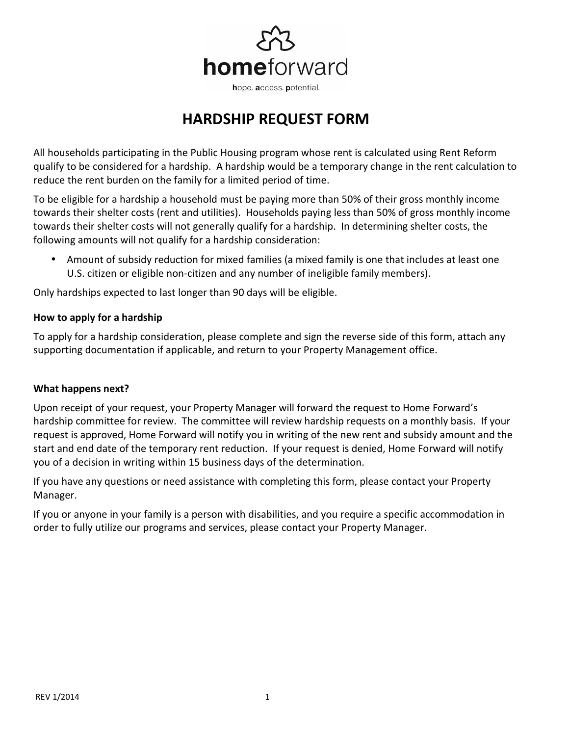# HARDSHIP REQUEST FORM

All households participating in the Public Housing program whose rent is calculated using Rent Reform qualify to be considered for a hardship. A hardship would be a temporary change in the rent calculation to reduce the rent burden on the family for a limited period of time.

To be eligible for a hardship a household must be paying more than 50% of their gross monthly income towards their shelter costs (rent and utilities). Households paying less than 50% of gross monthly income towards their shelter costs will not generally qualify for a hardship. In determining shelter costs, the following amounts will not qualify for a hardship consideration:

- Amount of subsidy reduction for mixed families (a mixed family is one that includes at least one U.S. citizen or eligible non-citizen and any number of ineligible family members).

Only hardships expected to last longer than 90 days will be eligible.

**How to apply for a hardship**

To apply for a hardship consideration, please complete and sign the reverse side of this form, attach any supporting documentation if applicable, and return to your Property Management office.

**What happens next?**

Upon receipt of your request, your Property Manager will forward the request to Home Forward's hardship committee for review. The committee will review hardship requests on a monthly basis. If your request is approved, Home Forward will notify you in writing of the new rent and subsidy amount and the start and end date of the temporary rent reduction. If your request is denied, Home Forward will notify you of a decision in writing within 15 business days of the determination.

If you have any questions or need assistance with completing this form, please contact your Property Manager.

If you or anyone in your family is a person with disabilities, and you require a specific accommodation in order to fully utilize our programs and services, please contact your Property Manager.

REV 1/2014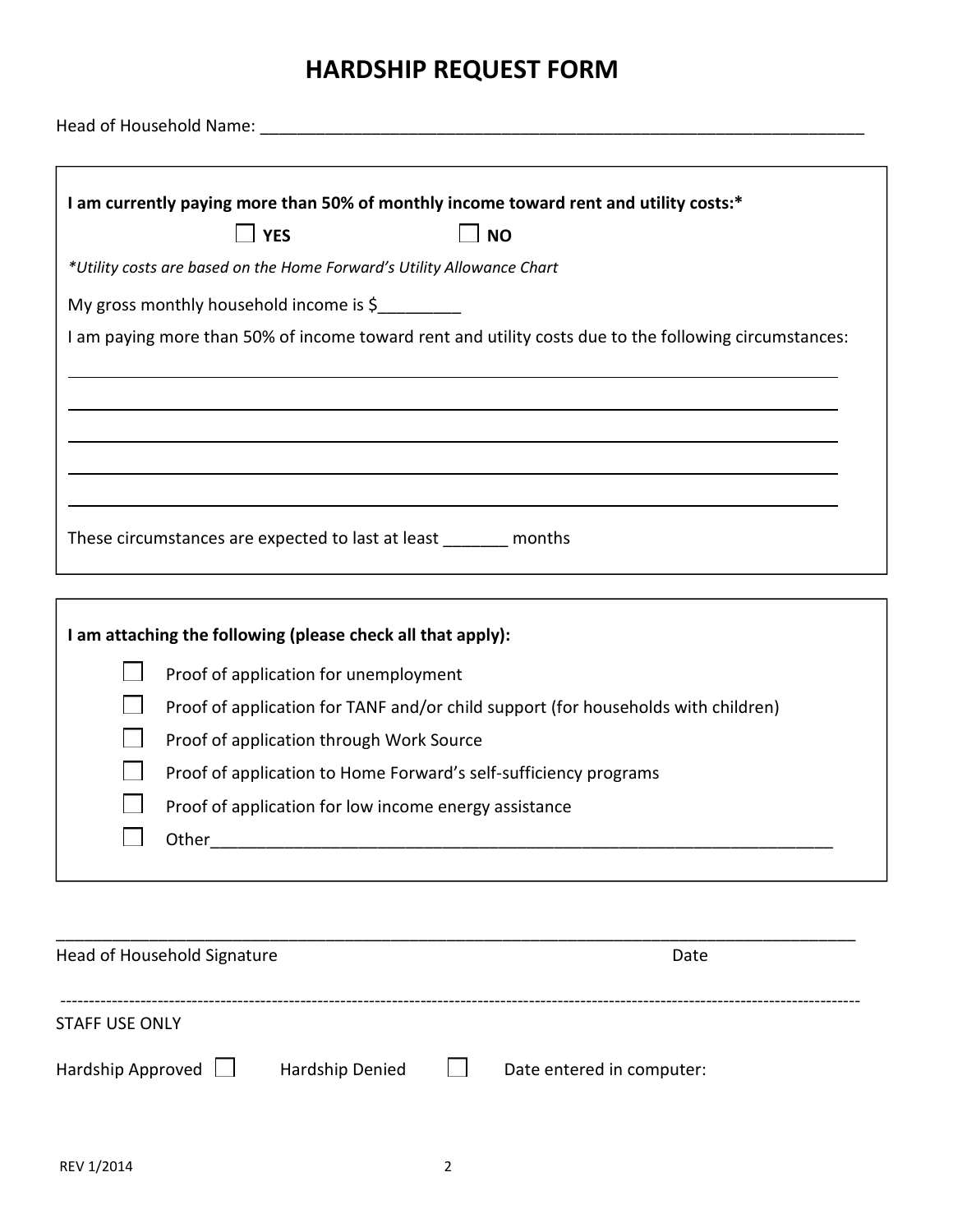# HARDSHIP REQUEST FORM

Head of Household Name: ___________________________________________________________________

**I am currently paying more than 50% of monthly income toward rent and utility costs:***

☐ **YES** ☐ **NO**

*\*Utility costs are based on the Home Forward's Utility Allowance Chart*

My gross monthly household income is $_________

I am paying more than 50% of income toward rent and utility costs due to the following circumstances:

_______________________________________________________________________________________

_______________________________________________________________________________________

_______________________________________________________________________________________

_______________________________________________________________________________________

_______________________________________________________________________________________

These circumstances are expected to last at least _______ months

**I am attaching the following (please check all that apply):**

- ☐ Proof of application for unemployment
- ☐ Proof of application for TANF and/or child support (for households with children)
- ☐ Proof of application through Work Source
- ☐ Proof of application to Home Forward's self-sufficiency programs
- ☐ Proof of application for low income energy assistance
- ☐ Other_____________________________________________________________________

_______________________________________________________________________________________

Head of Household Signature Date

---

STAFF USE ONLY

Hardship Approved ☐ Hardship Denied ☐ Date entered in computer:

REV 1/2014